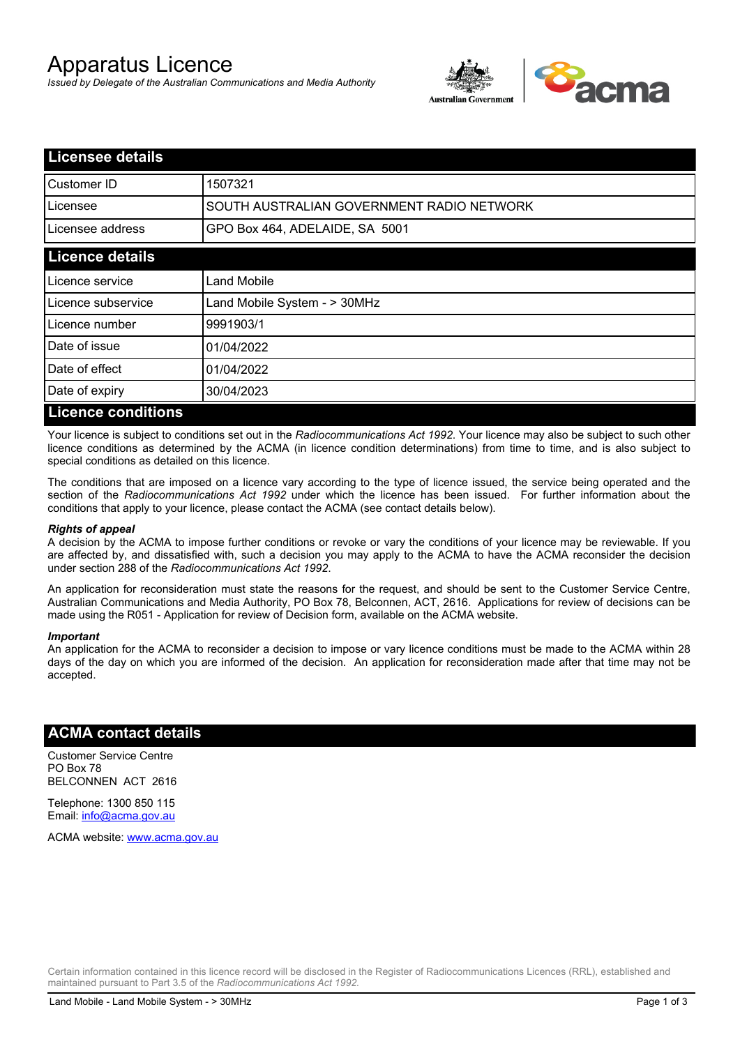# Apparatus Licence

*Issued by Delegate of the Australian Communications and Media Authority*

## Licensee details

| | |
|---|---|
| Customer ID | 1507321 |
| Licensee | SOUTH AUSTRALIAN GOVERNMENT RADIO NETWORK |
| Licensee address | GPO Box 464, ADELAIDE, SA 5001 |

## Licence details

| | |
|---|---|
| Licence service | Land Mobile |
| Licence subservice | Land Mobile System - > 30MHz |
| Licence number | 9991903/1 |
| Date of issue | 01/04/2022 |
| Date of effect | 01/04/2022 |
| Date of expiry | 30/04/2023 |

## Licence conditions

Your licence is subject to conditions set out in the *Radiocommunications Act 1992*. Your licence may also be subject to such other licence conditions as determined by the ACMA (in licence condition determinations) from time to time, and is also subject to special conditions as detailed on this licence.

The conditions that are imposed on a licence vary according to the type of licence issued, the service being operated and the section of the *Radiocommunications Act 1992* under which the licence has been issued. For further information about the conditions that apply to your licence, please contact the ACMA (see contact details below).

***Rights of appeal***

A decision by the ACMA to impose further conditions or revoke or vary the conditions of your licence may be reviewable. If you are affected by, and dissatisfied with, such a decision you may apply to the ACMA to have the ACMA reconsider the decision under section 288 of the *Radiocommunications Act 1992*.

An application for reconsideration must state the reasons for the request, and should be sent to the Customer Service Centre, Australian Communications and Media Authority, PO Box 78, Belconnen, ACT, 2616. Applications for review of decisions can be made using the R051 - Application for review of Decision form, available on the ACMA website.

***Important***

An application for the ACMA to reconsider a decision to impose or vary licence conditions must be made to the ACMA within 28 days of the day on which you are informed of the decision. An application for reconsideration made after that time may not be accepted.

## ACMA contact details

Customer Service Centre
PO Box 78
BELCONNEN ACT 2616

Telephone: 1300 850 115
Email: info@acma.gov.au

ACMA website: www.acma.gov.au

Certain information contained in this licence record will be disclosed in the Register of Radiocommunications Licences (RRL), established and maintained pursuant to Part 3.5 of the *Radiocommunications Act 1992.*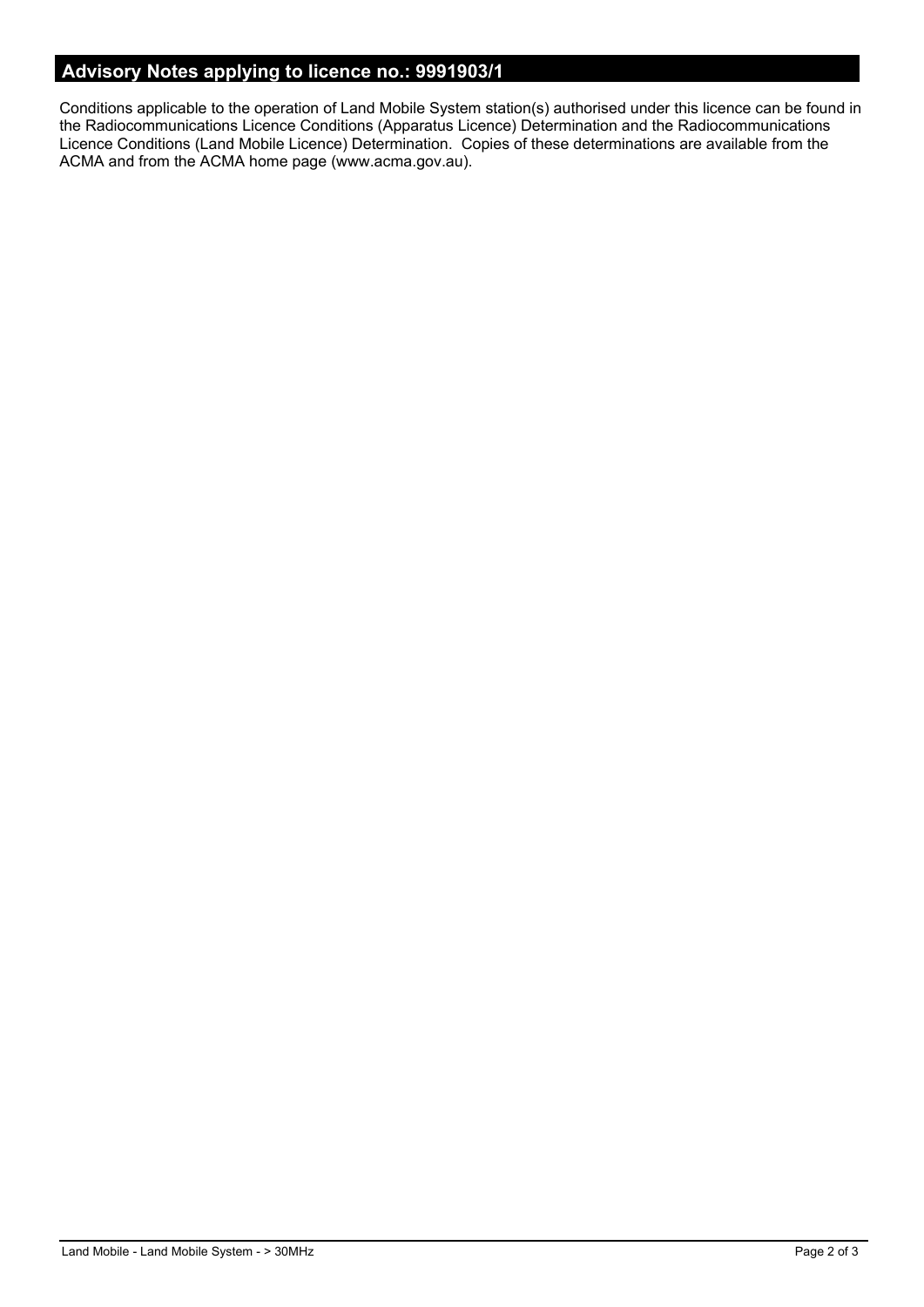## Advisory Notes applying to licence no.: 9991903/1

Conditions applicable to the operation of Land Mobile System station(s) authorised under this licence can be found in the Radiocommunications Licence Conditions (Apparatus Licence) Determination and the Radiocommunications Licence Conditions (Land Mobile Licence) Determination. Copies of these determinations are available from the ACMA and from the ACMA home page (www.acma.gov.au).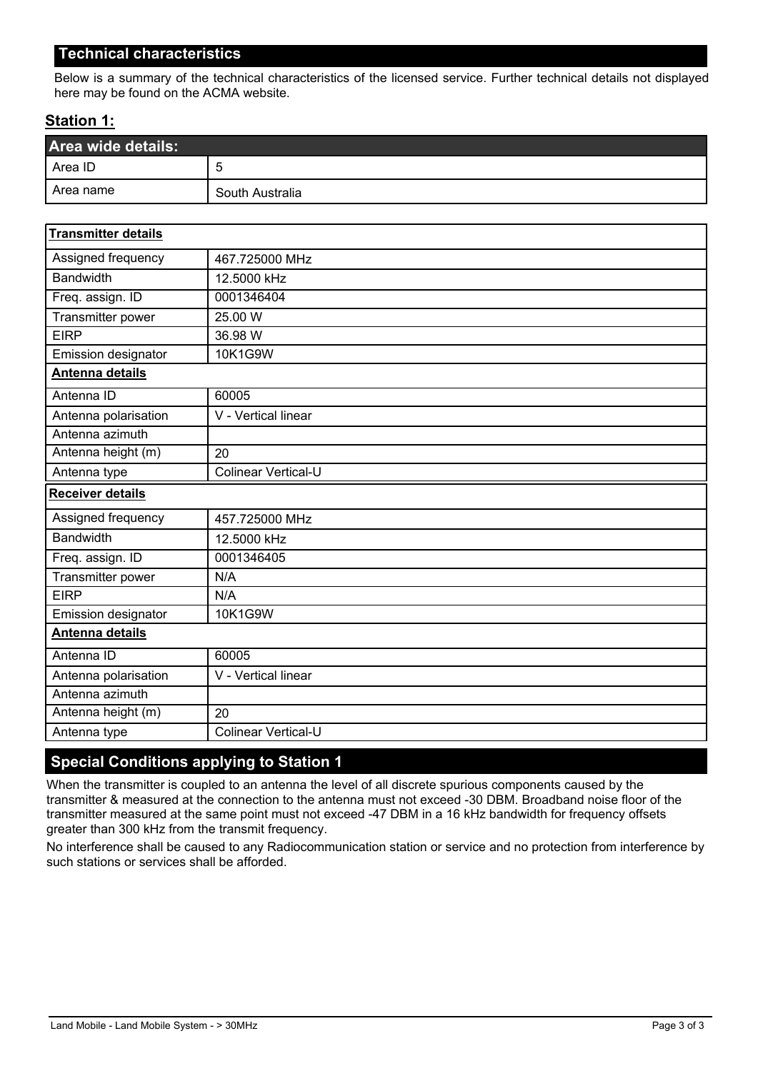## Technical characteristics

Below is a summary of the technical characteristics of the licensed service. Further technical details not displayed here may be found on the ACMA website.

### Station 1:

| Area wide details: | |
|---|---|
| Area ID | 5 |
| Area name | South Australia |

| Transmitter details | |
|---|---|
| Assigned frequency | 467.725000 MHz |
| Bandwidth | 12.5000 kHz |
| Freq. assign. ID | 0001346404 |
| Transmitter power | 25.00 W |
| EIRP | 36.98 W |
| Emission designator | 10K1G9W |
| **Antenna details** | |
| Antenna ID | 60005 |
| Antenna polarisation | V - Vertical linear |
| Antenna azimuth | |
| Antenna height (m) | 20 |
| Antenna type | Colinear Vertical-U |

| Receiver details | |
|---|---|
| Assigned frequency | 457.725000 MHz |
| Bandwidth | 12.5000 kHz |
| Freq. assign. ID | 0001346405 |
| Transmitter power | N/A |
| EIRP | N/A |
| Emission designator | 10K1G9W |
| **Antenna details** | |
| Antenna ID | 60005 |
| Antenna polarisation | V - Vertical linear |
| Antenna azimuth | |
| Antenna height (m) | 20 |
| Antenna type | Colinear Vertical-U |

## Special Conditions applying to Station 1

When the transmitter is coupled to an antenna the level of all discrete spurious components caused by the transmitter & measured at the connection to the antenna must not exceed -30 DBM. Broadband noise floor of the transmitter measured at the same point must not exceed -47 DBM in a 16 kHz bandwidth for frequency offsets greater than 300 kHz from the transmit frequency.

No interference shall be caused to any Radiocommunication station or service and no protection from interference by such stations or services shall be afforded.